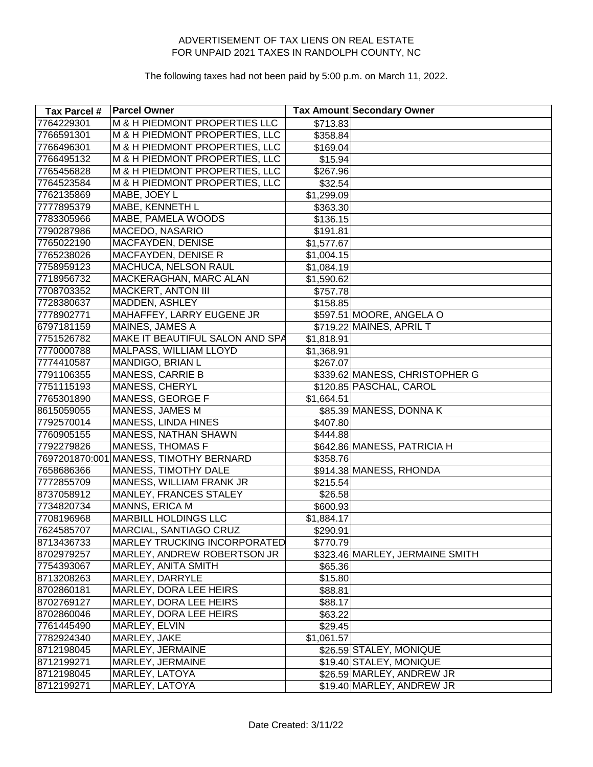# ADVERTISEMENT OF TAX LIENS ON REAL ESTATE
# FOR UNPAID 2021 TAXES IN RANDOLPH COUNTY, NC

The following taxes had not been paid by 5:00 p.m. on March 11, 2022.

| Tax Parcel # | Parcel Owner | Tax Amount | Secondary Owner |
|---|---|---|---|
| 7764229301 | M & H PIEDMONT PROPERTIES LLC | $713.83 | |
| 7766591301 | M & H PIEDMONT PROPERTIES, LLC | $358.84 | |
| 7766496301 | M & H PIEDMONT PROPERTIES, LLC | $169.04 | |
| 7766495132 | M & H PIEDMONT PROPERTIES, LLC | $15.94 | |
| 7765456828 | M & H PIEDMONT PROPERTIES, LLC | $267.96 | |
| 7764523584 | M & H PIEDMONT PROPERTIES, LLC | $32.54 | |
| 7762135869 | MABE, JOEY L | $1,299.09 | |
| 7777895379 | MABE, KENNETH L | $363.30 | |
| 7783305966 | MABE, PAMELA WOODS | $136.15 | |
| 7790287986 | MACEDO, NASARIO | $191.81 | |
| 7765022190 | MACFAYDEN, DENISE | $1,577.67 | |
| 7765238026 | MACFAYDEN, DENISE R | $1,004.15 | |
| 7758959123 | MACHUCA, NELSON RAUL | $1,084.19 | |
| 7718956732 | MACKERAGHAN, MARC ALAN | $1,590.62 | |
| 7708703352 | MACKERT, ANTON III | $757.78 | |
| 7728380637 | MADDEN, ASHLEY | $158.85 | |
| 7778902771 | MAHAFFEY, LARRY EUGENE JR | $597.51 | MOORE, ANGELA O |
| 6797181159 | MAINES, JAMES A | $719.22 | MAINES, APRIL T |
| 7751526782 | MAKE IT BEAUTIFUL SALON AND SPA | $1,818.91 | |
| 7770000788 | MALPASS, WILLIAM LLOYD | $1,368.91 | |
| 7774410587 | MANDIGO, BRIAN L | $267.07 | |
| 7791106355 | MANESS, CARRIE B | $339.62 | MANESS, CHRISTOPHER G |
| 7751115193 | MANESS, CHERYL | $120.85 | PASCHAL, CAROL |
| 7765301890 | MANESS, GEORGE F | $1,664.51 | |
| 8615059055 | MANESS, JAMES M | $85.39 | MANESS, DONNA K |
| 7792570014 | MANESS, LINDA HINES | $407.80 | |
| 7760905155 | MANESS, NATHAN SHAWN | $444.88 | |
| 7792279826 | MANESS, THOMAS F | $642.86 | MANESS, PATRICIA H |
| 7697201870:001 | MANESS, TIMOTHY BERNARD | $358.76 | |
| 7658686366 | MANESS, TIMOTHY DALE | $914.38 | MANESS, RHONDA |
| 7772855709 | MANESS, WILLIAM FRANK JR | $215.54 | |
| 8737058912 | MANLEY, FRANCES STALEY | $26.58 | |
| 7734820734 | MANNS, ERICA M | $600.93 | |
| 7708196968 | MARBILL HOLDINGS LLC | $1,884.17 | |
| 7624585707 | MARCIAL, SANTIAGO CRUZ | $290.91 | |
| 8713436733 | MARLEY TRUCKING INCORPORATED | $770.79 | |
| 8702979257 | MARLEY, ANDREW ROBERTSON JR | $323.46 | MARLEY, JERMAINE SMITH |
| 7754393067 | MARLEY, ANITA SMITH | $65.36 | |
| 8713208263 | MARLEY, DARRYLE | $15.80 | |
| 8702860181 | MARLEY, DORA LEE HEIRS | $88.81 | |
| 8702769127 | MARLEY, DORA LEE HEIRS | $88.17 | |
| 8702860046 | MARLEY, DORA LEE HEIRS | $63.22 | |
| 7761445490 | MARLEY, ELVIN | $29.45 | |
| 7782924340 | MARLEY, JAKE | $1,061.57 | |
| 8712198045 | MARLEY, JERMAINE | $26.59 | STALEY, MONIQUE |
| 8712199271 | MARLEY, JERMAINE | $19.40 | STALEY, MONIQUE |
| 8712198045 | MARLEY, LATOYA | $26.59 | MARLEY, ANDREW JR |
| 8712199271 | MARLEY, LATOYA | $19.40 | MARLEY, ANDREW JR |

Date Created: 3/11/22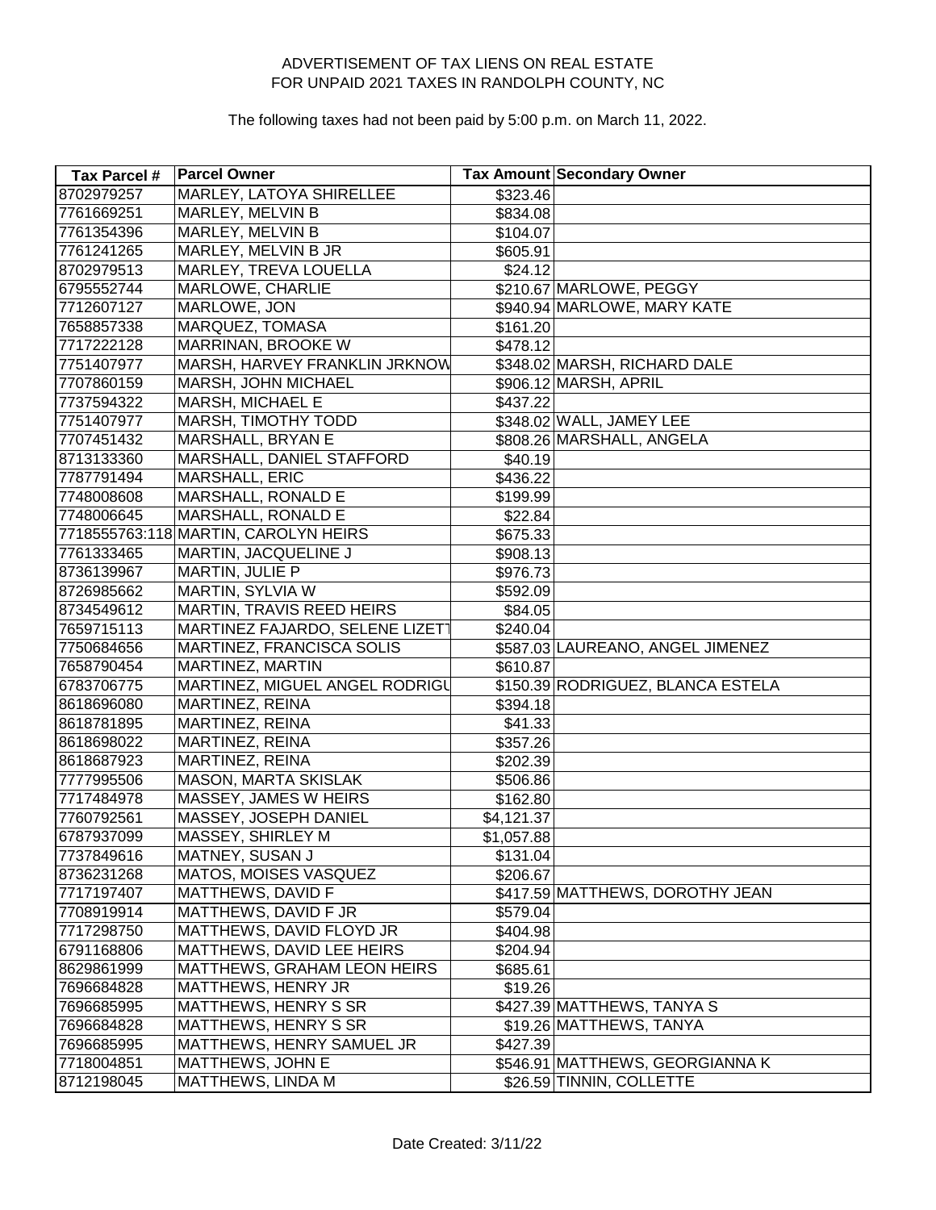ADVERTISEMENT OF TAX LIENS ON REAL ESTATE
FOR UNPAID 2021 TAXES IN RANDOLPH COUNTY, NC

The following taxes had not been paid by 5:00 p.m. on March 11, 2022.

| Tax Parcel # | Parcel Owner | Tax Amount | Secondary Owner |
|---|---|---|---|
| 8702979257 | MARLEY, LATOYA SHIRELLEE | $323.46 | |
| 7761669251 | MARLEY, MELVIN B | $834.08 | |
| 7761354396 | MARLEY, MELVIN B | $104.07 | |
| 7761241265 | MARLEY, MELVIN B JR | $605.91 | |
| 8702979513 | MARLEY, TREVA LOUELLA | $24.12 | |
| 6795552744 | MARLOWE, CHARLIE | $210.67 | MARLOWE, PEGGY |
| 7712607127 | MARLOWE, JON | $940.94 | MARLOWE, MARY KATE |
| 7658857338 | MARQUEZ, TOMASA | $161.20 | |
| 7717222128 | MARRINAN, BROOKE W | $478.12 | |
| 7751407977 | MARSH, HARVEY FRANKLIN JRKNOW | $348.02 | MARSH, RICHARD DALE |
| 7707860159 | MARSH, JOHN MICHAEL | $906.12 | MARSH, APRIL |
| 7737594322 | MARSH, MICHAEL E | $437.22 | |
| 7751407977 | MARSH, TIMOTHY TODD | $348.02 | WALL, JAMEY LEE |
| 7707451432 | MARSHALL, BRYAN E | $808.26 | MARSHALL, ANGELA |
| 8713133360 | MARSHALL, DANIEL STAFFORD | $40.19 | |
| 7787791494 | MARSHALL, ERIC | $436.22 | |
| 7748008608 | MARSHALL, RONALD E | $199.99 | |
| 7748006645 | MARSHALL, RONALD E | $22.84 | |
| 7718555763:118 | MARTIN, CAROLYN HEIRS | $675.33 | |
| 7761333465 | MARTIN, JACQUELINE J | $908.13 | |
| 8736139967 | MARTIN, JULIE P | $976.73 | |
| 8726985662 | MARTIN, SYLVIA W | $592.09 | |
| 8734549612 | MARTIN, TRAVIS REED HEIRS | $84.05 | |
| 7659715113 | MARTINEZ FAJARDO, SELENE LIZETT | $240.04 | |
| 7750684656 | MARTINEZ, FRANCISCA SOLIS | $587.03 | LAUREANO, ANGEL JIMENEZ |
| 7658790454 | MARTINEZ, MARTIN | $610.87 | |
| 6783706775 | MARTINEZ, MIGUEL ANGEL RODRIGU | $150.39 | RODRIGUEZ, BLANCA ESTELA |
| 8618696080 | MARTINEZ, REINA | $394.18 | |
| 8618781895 | MARTINEZ, REINA | $41.33 | |
| 8618698022 | MARTINEZ, REINA | $357.26 | |
| 8618687923 | MARTINEZ, REINA | $202.39 | |
| 7777995506 | MASON, MARTA SKISLAK | $506.86 | |
| 7717484978 | MASSEY, JAMES W HEIRS | $162.80 | |
| 7760792561 | MASSEY, JOSEPH DANIEL | $4,121.37 | |
| 6787937099 | MASSEY, SHIRLEY M | $1,057.88 | |
| 7737849616 | MATNEY, SUSAN J | $131.04 | |
| 8736231268 | MATOS, MOISES VASQUEZ | $206.67 | |
| 7717197407 | MATTHEWS, DAVID F | $417.59 | MATTHEWS, DOROTHY JEAN |
| 7708919914 | MATTHEWS, DAVID F JR | $579.04 | |
| 7717298750 | MATTHEWS, DAVID FLOYD JR | $404.98 | |
| 6791168806 | MATTHEWS, DAVID LEE HEIRS | $204.94 | |
| 8629861999 | MATTHEWS, GRAHAM LEON HEIRS | $685.61 | |
| 7696684828 | MATTHEWS, HENRY JR | $19.26 | |
| 7696685995 | MATTHEWS, HENRY S SR | $427.39 | MATTHEWS, TANYA S |
| 7696684828 | MATTHEWS, HENRY S SR | $19.26 | MATTHEWS, TANYA |
| 7696685995 | MATTHEWS, HENRY SAMUEL JR | $427.39 | |
| 7718004851 | MATTHEWS, JOHN E | $546.91 | MATTHEWS, GEORGIANNA K |
| 8712198045 | MATTHEWS, LINDA M | $26.59 | TINNIN, COLLETTE |

Date Created: 3/11/22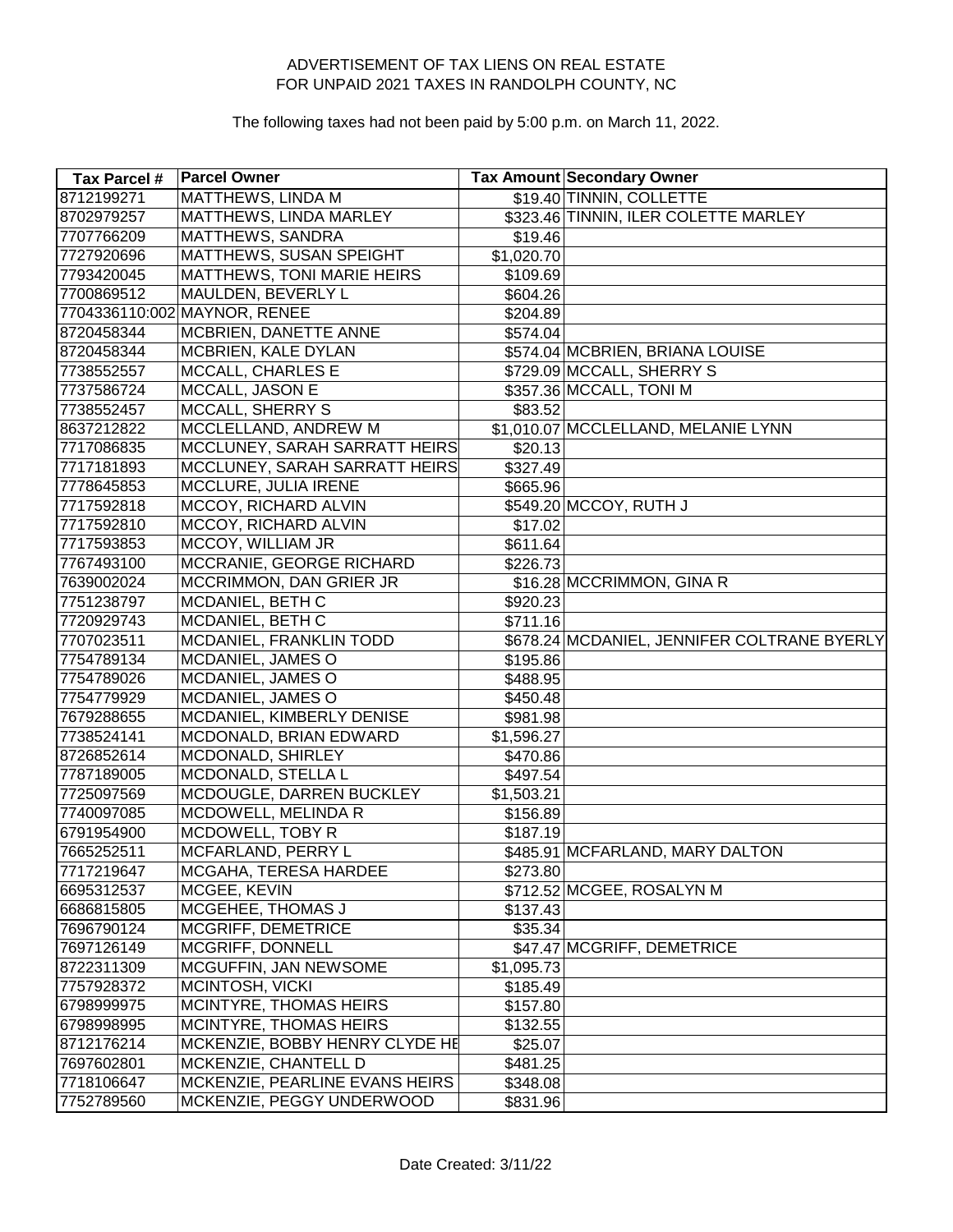ADVERTISEMENT OF TAX LIENS ON REAL ESTATE
FOR UNPAID 2021 TAXES IN RANDOLPH COUNTY, NC

The following taxes had not been paid by 5:00 p.m. on March 11, 2022.

| Tax Parcel # | Parcel Owner | Tax Amount | Secondary Owner |
|---|---|---|---|
| 8712199271 | MATTHEWS, LINDA M | $19.40 | TINNIN, COLLETTE |
| 8702979257 | MATTHEWS, LINDA MARLEY | $323.46 | TINNIN, ILER COLETTE MARLEY |
| 7707766209 | MATTHEWS, SANDRA | $19.46 | |
| 7727920696 | MATTHEWS, SUSAN SPEIGHT | $1,020.70 | |
| 7793420045 | MATTHEWS, TONI MARIE HEIRS | $109.69 | |
| 7700869512 | MAULDEN, BEVERLY L | $604.26 | |
| 7704336110:002 | MAYNOR, RENEE | $204.89 | |
| 8720458344 | MCBRIEN, DANETTE ANNE | $574.04 | |
| 8720458344 | MCBRIEN, KALE DYLAN | $574.04 | MCBRIEN, BRIANA LOUISE |
| 7738552557 | MCCALL, CHARLES E | $729.09 | MCCALL, SHERRY S |
| 7737586724 | MCCALL, JASON E | $357.36 | MCCALL, TONI M |
| 7738552457 | MCCALL, SHERRY S | $83.52 | |
| 8637212822 | MCCLELLAND, ANDREW M | $1,010.07 | MCCLELLAND, MELANIE LYNN |
| 7717086835 | MCCLUNEY, SARAH SARRATT HEIRS | $20.13 | |
| 7717181893 | MCCLUNEY, SARAH SARRATT HEIRS | $327.49 | |
| 7778645853 | MCCLURE, JULIA IRENE | $665.96 | |
| 7717592818 | MCCOY, RICHARD ALVIN | $549.20 | MCCOY, RUTH J |
| 7717592810 | MCCOY, RICHARD ALVIN | $17.02 | |
| 7717593853 | MCCOY, WILLIAM JR | $611.64 | |
| 7767493100 | MCCRANIE, GEORGE RICHARD | $226.73 | |
| 7639002024 | MCCRIMMON, DAN GRIER JR | $16.28 | MCCRIMMON, GINA R |
| 7751238797 | MCDANIEL, BETH C | $920.23 | |
| 7720929743 | MCDANIEL, BETH C | $711.16 | |
| 7707023511 | MCDANIEL, FRANKLIN TODD | $678.24 | MCDANIEL, JENNIFER COLTRANE BYERLY |
| 7754789134 | MCDANIEL, JAMES O | $195.86 | |
| 7754789026 | MCDANIEL, JAMES O | $488.95 | |
| 7754779929 | MCDANIEL, JAMES O | $450.48 | |
| 7679288655 | MCDANIEL, KIMBERLY DENISE | $981.98 | |
| 7738524141 | MCDONALD, BRIAN EDWARD | $1,596.27 | |
| 8726852614 | MCDONALD, SHIRLEY | $470.86 | |
| 7787189005 | MCDONALD, STELLA L | $497.54 | |
| 7725097569 | MCDOUGLE, DARREN BUCKLEY | $1,503.21 | |
| 7740097085 | MCDOWELL, MELINDA R | $156.89 | |
| 6791954900 | MCDOWELL, TOBY R | $187.19 | |
| 7665252511 | MCFARLAND, PERRY L | $485.91 | MCFARLAND, MARY DALTON |
| 7717219647 | MCGAHA, TERESA HARDEE | $273.80 | |
| 6695312537 | MCGEE, KEVIN | $712.52 | MCGEE, ROSALYN M |
| 6686815805 | MCGEHEE, THOMAS J | $137.43 | |
| 7696790124 | MCGRIFF, DEMETRICE | $35.34 | |
| 7697126149 | MCGRIFF, DONNELL | $47.47 | MCGRIFF, DEMETRICE |
| 8722311309 | MCGUFFIN, JAN NEWSOME | $1,095.73 | |
| 7757928372 | MCINTOSH, VICKI | $185.49 | |
| 6798999975 | MCINTYRE, THOMAS HEIRS | $157.80 | |
| 6798998995 | MCINTYRE, THOMAS HEIRS | $132.55 | |
| 8712176214 | MCKENZIE, BOBBY HENRY CLYDE HE | $25.07 | |
| 7697602801 | MCKENZIE, CHANTELL D | $481.25 | |
| 7718106647 | MCKENZIE, PEARLINE EVANS HEIRS | $348.08 | |
| 7752789560 | MCKENZIE, PEGGY UNDERWOOD | $831.96 | |

Date Created: 3/11/22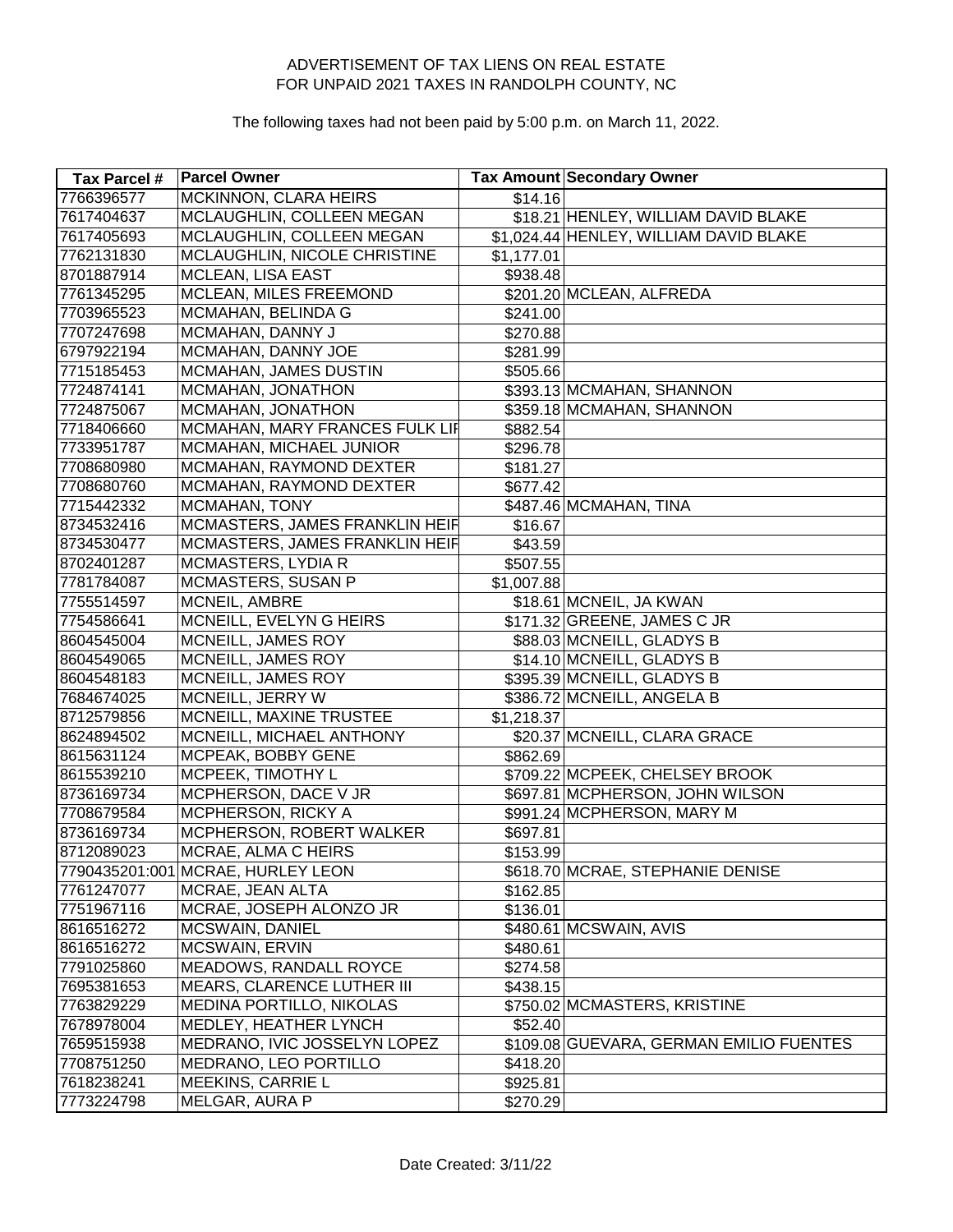ADVERTISEMENT OF TAX LIENS ON REAL ESTATE
FOR UNPAID 2021 TAXES IN RANDOLPH COUNTY, NC

The following taxes had not been paid by 5:00 p.m. on March 11, 2022.

| Tax Parcel # | Parcel Owner | Tax Amount | Secondary Owner |
|---|---|---|---|
| 7766396577 | MCKINNON, CLARA HEIRS | $14.16 | |
| 7617404637 | MCLAUGHLIN, COLLEEN MEGAN | $18.21 | HENLEY, WILLIAM DAVID BLAKE |
| 7617405693 | MCLAUGHLIN, COLLEEN MEGAN | $1,024.44 | HENLEY, WILLIAM DAVID BLAKE |
| 7762131830 | MCLAUGHLIN, NICOLE CHRISTINE | $1,177.01 | |
| 8701887914 | MCLEAN, LISA EAST | $938.48 | |
| 7761345295 | MCLEAN, MILES FREEMOND | $201.20 | MCLEAN, ALFREDA |
| 7703965523 | MCMAHAN, BELINDA G | $241.00 | |
| 7707247698 | MCMAHAN, DANNY J | $270.88 | |
| 6797922194 | MCMAHAN, DANNY JOE | $281.99 | |
| 7715185453 | MCMAHAN, JAMES DUSTIN | $505.66 | |
| 7724874141 | MCMAHAN, JONATHON | $393.13 | MCMAHAN, SHANNON |
| 7724875067 | MCMAHAN, JONATHON | $359.18 | MCMAHAN, SHANNON |
| 7718406660 | MCMAHAN, MARY FRANCES FULK LIF | $882.54 | |
| 7733951787 | MCMAHAN, MICHAEL JUNIOR | $296.78 | |
| 7708680980 | MCMAHAN, RAYMOND DEXTER | $181.27 | |
| 7708680760 | MCMAHAN, RAYMOND DEXTER | $677.42 | |
| 7715442332 | MCMAHAN, TONY | $487.46 | MCMAHAN, TINA |
| 8734532416 | MCMASTERS, JAMES FRANKLIN HEIF | $16.67 | |
| 8734530477 | MCMASTERS, JAMES FRANKLIN HEIF | $43.59 | |
| 8702401287 | MCMASTERS, LYDIA R | $507.55 | |
| 7781784087 | MCMASTERS, SUSAN P | $1,007.88 | |
| 7755514597 | MCNEIL, AMBRE | $18.61 | MCNEIL, JA KWAN |
| 7754586641 | MCNEILL, EVELYN G HEIRS | $171.32 | GREENE, JAMES C JR |
| 8604545004 | MCNEILL, JAMES ROY | $88.03 | MCNEILL, GLADYS B |
| 8604549065 | MCNEILL, JAMES ROY | $14.10 | MCNEILL, GLADYS B |
| 8604548183 | MCNEILL, JAMES ROY | $395.39 | MCNEILL, GLADYS B |
| 7684674025 | MCNEILL, JERRY W | $386.72 | MCNEILL, ANGELA B |
| 8712579856 | MCNEILL, MAXINE TRUSTEE | $1,218.37 | |
| 8624894502 | MCNEILL, MICHAEL ANTHONY | $20.37 | MCNEILL, CLARA GRACE |
| 8615631124 | MCPEAK, BOBBY GENE | $862.69 | |
| 8615539210 | MCPEEK, TIMOTHY L | $709.22 | MCPEEK, CHELSEY BROOK |
| 8736169734 | MCPHERSON, DACE V JR | $697.81 | MCPHERSON, JOHN WILSON |
| 7708679584 | MCPHERSON, RICKY A | $991.24 | MCPHERSON, MARY M |
| 8736169734 | MCPHERSON, ROBERT WALKER | $697.81 | |
| 8712089023 | MCRAE, ALMA C HEIRS | $153.99 | |
| 7790435201:001 | MCRAE, HURLEY LEON | $618.70 | MCRAE, STEPHANIE DENISE |
| 7761247077 | MCRAE, JEAN ALTA | $162.85 | |
| 7751967116 | MCRAE, JOSEPH ALONZO JR | $136.01 | |
| 8616516272 | MCSWAIN, DANIEL | $480.61 | MCSWAIN, AVIS |
| 8616516272 | MCSWAIN, ERVIN | $480.61 | |
| 7791025860 | MEADOWS, RANDALL ROYCE | $274.58 | |
| 7695381653 | MEARS, CLARENCE LUTHER III | $438.15 | |
| 7763829229 | MEDINA PORTILLO, NIKOLAS | $750.02 | MCMASTERS, KRISTINE |
| 7678978004 | MEDLEY, HEATHER LYNCH | $52.40 | |
| 7659515938 | MEDRANO, IVIC JOSSELYN LOPEZ | $109.08 | GUEVARA, GERMAN EMILIO FUENTES |
| 7708751250 | MEDRANO, LEO PORTILLO | $418.20 | |
| 7618238241 | MEEKINS, CARRIE L | $925.81 | |
| 7773224798 | MELGAR, AURA P | $270.29 | |

Date Created: 3/11/22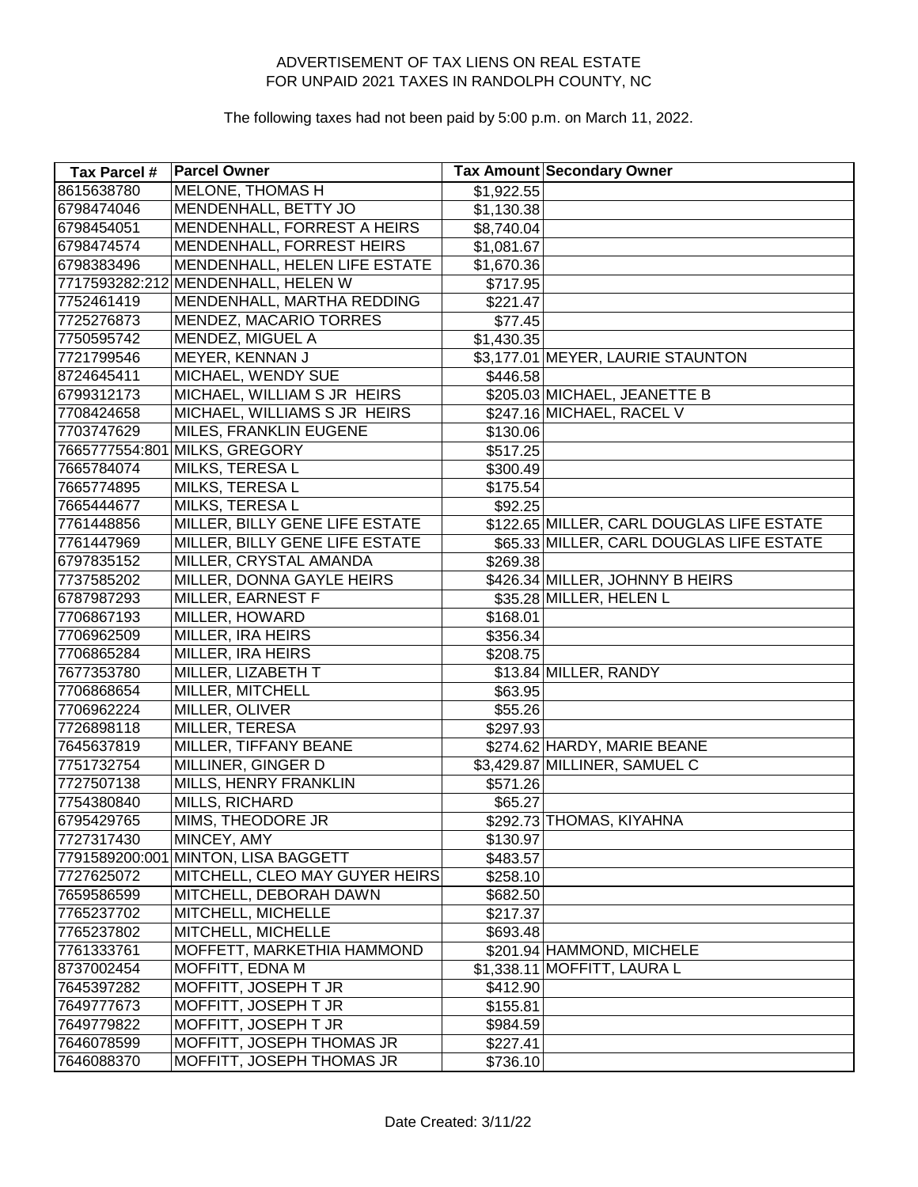ADVERTISEMENT OF TAX LIENS ON REAL ESTATE
FOR UNPAID 2021 TAXES IN RANDOLPH COUNTY, NC

The following taxes had not been paid by 5:00 p.m. on March 11, 2022.

| Tax Parcel # | Parcel Owner | Tax Amount | Secondary Owner |
|---|---|---|---|
| 8615638780 | MELONE, THOMAS H | $1,922.55 | |
| 6798474046 | MENDENHALL, BETTY JO | $1,130.38 | |
| 6798454051 | MENDENHALL, FORREST A HEIRS | $8,740.04 | |
| 6798474574 | MENDENHALL, FORREST HEIRS | $1,081.67 | |
| 6798383496 | MENDENHALL, HELEN LIFE ESTATE | $1,670.36 | |
| 7717593282:212 | MENDENHALL, HELEN W | $717.95 | |
| 7752461419 | MENDENHALL, MARTHA REDDING | $221.47 | |
| 7725276873 | MENDEZ, MACARIO TORRES | $77.45 | |
| 7750595742 | MENDEZ, MIGUEL A | $1,430.35 | |
| 7721799546 | MEYER, KENNAN J | $3,177.01 | MEYER, LAURIE STAUNTON |
| 8724645411 | MICHAEL, WENDY SUE | $446.58 | |
| 6799312173 | MICHAEL, WILLIAM S JR HEIRS | $205.03 | MICHAEL, JEANETTE B |
| 7708424658 | MICHAEL, WILLIAMS S JR HEIRS | $247.16 | MICHAEL, RACEL V |
| 7703747629 | MILES, FRANKLIN EUGENE | $130.06 | |
| 7665777554:801 | MILKS, GREGORY | $517.25 | |
| 7665784074 | MILKS, TERESA L | $300.49 | |
| 7665774895 | MILKS, TERESA L | $175.54 | |
| 7665444677 | MILKS, TERESA L | $92.25 | |
| 7761448856 | MILLER, BILLY GENE LIFE ESTATE | $122.65 | MILLER, CARL DOUGLAS LIFE ESTATE |
| 7761447969 | MILLER, BILLY GENE LIFE ESTATE | $65.33 | MILLER, CARL DOUGLAS LIFE ESTATE |
| 6797835152 | MILLER, CRYSTAL AMANDA | $269.38 | |
| 7737585202 | MILLER, DONNA GAYLE HEIRS | $426.34 | MILLER, JOHNNY B HEIRS |
| 6787987293 | MILLER, EARNEST F | $35.28 | MILLER, HELEN L |
| 7706867193 | MILLER, HOWARD | $168.01 | |
| 7706962509 | MILLER, IRA HEIRS | $356.34 | |
| 7706865284 | MILLER, IRA HEIRS | $208.75 | |
| 7677353780 | MILLER, LIZABETH T | $13.84 | MILLER, RANDY |
| 7706868654 | MILLER, MITCHELL | $63.95 | |
| 7706962224 | MILLER, OLIVER | $55.26 | |
| 7726898118 | MILLER, TERESA | $297.93 | |
| 7645637819 | MILLER, TIFFANY BEANE | $274.62 | HARDY, MARIE BEANE |
| 7751732754 | MILLINER, GINGER D | $3,429.87 | MILLINER, SAMUEL C |
| 7727507138 | MILLS, HENRY FRANKLIN | $571.26 | |
| 7754380840 | MILLS, RICHARD | $65.27 | |
| 6795429765 | MIMS, THEODORE JR | $292.73 | THOMAS, KIYAHNA |
| 7727317430 | MINCEY, AMY | $130.97 | |
| 7791589200:001 | MINTON, LISA BAGGETT | $483.57 | |
| 7727625072 | MITCHELL, CLEO MAY GUYER HEIRS | $258.10 | |
| 7659586599 | MITCHELL, DEBORAH DAWN | $682.50 | |
| 7765237702 | MITCHELL, MICHELLE | $217.37 | |
| 7765237802 | MITCHELL, MICHELLE | $693.48 | |
| 7761333761 | MOFFETT, MARKETHIA HAMMOND | $201.94 | HAMMOND, MICHELE |
| 8737002454 | MOFFITT, EDNA M | $1,338.11 | MOFFITT, LAURA L |
| 7645397282 | MOFFITT, JOSEPH T JR | $412.90 | |
| 7649777673 | MOFFITT, JOSEPH T JR | $155.81 | |
| 7649779822 | MOFFITT, JOSEPH T JR | $984.59 | |
| 7646078599 | MOFFITT, JOSEPH THOMAS JR | $227.41 | |
| 7646088370 | MOFFITT, JOSEPH THOMAS JR | $736.10 | |

Date Created: 3/11/22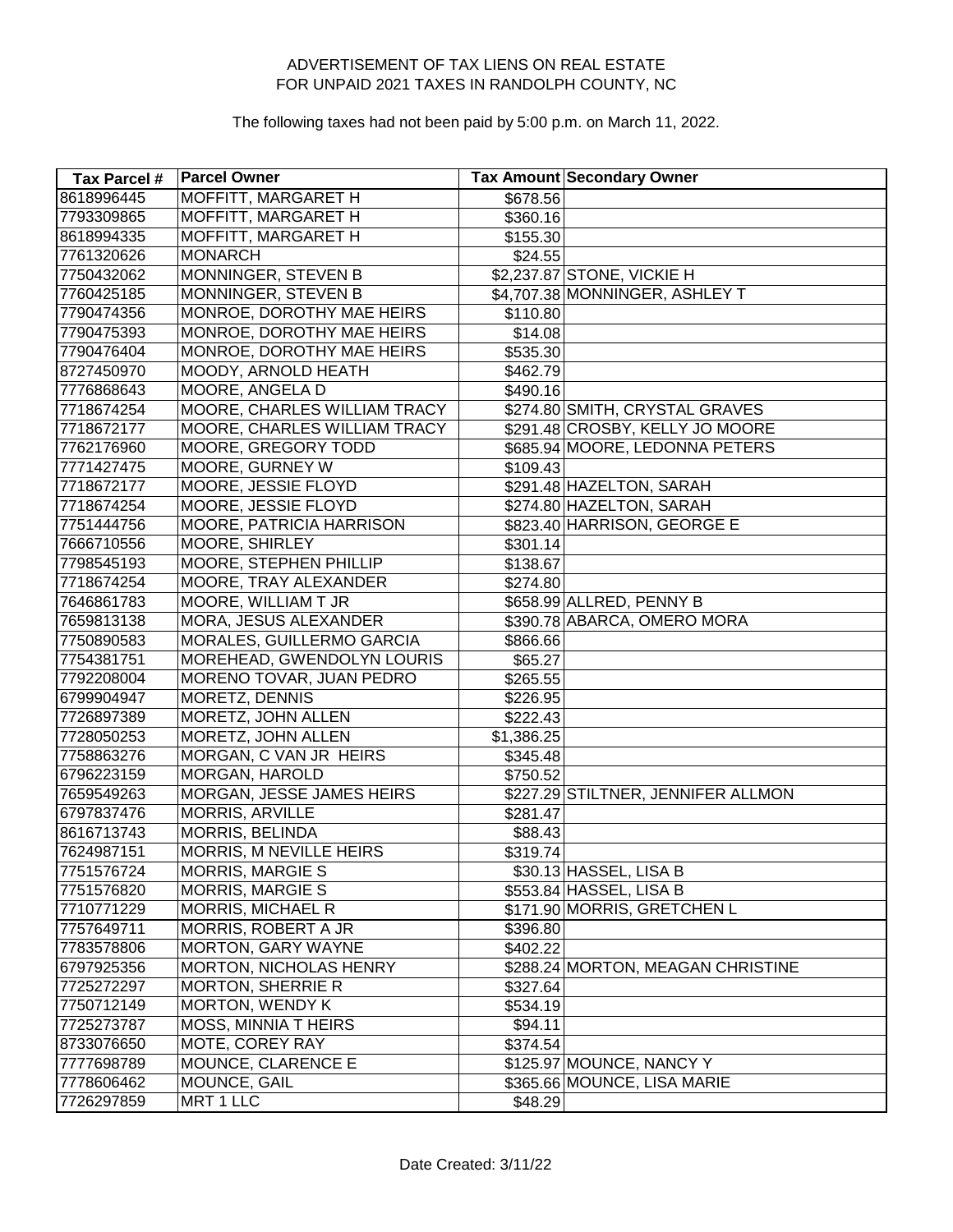ADVERTISEMENT OF TAX LIENS ON REAL ESTATE
FOR UNPAID 2021 TAXES IN RANDOLPH COUNTY, NC

The following taxes had not been paid by 5:00 p.m. on March 11, 2022.

| Tax Parcel # | Parcel Owner | Tax Amount | Secondary Owner |
|---|---|---|---|
| 8618996445 | MOFFITT, MARGARET H | $678.56 | |
| 7793309865 | MOFFITT, MARGARET H | $360.16 | |
| 8618994335 | MOFFITT, MARGARET H | $155.30 | |
| 7761320626 | MONARCH | $24.55 | |
| 7750432062 | MONNINGER, STEVEN B | $2,237.87 | STONE, VICKIE H |
| 7760425185 | MONNINGER, STEVEN B | $4,707.38 | MONNINGER, ASHLEY T |
| 7790474356 | MONROE, DOROTHY MAE HEIRS | $110.80 | |
| 7790475393 | MONROE, DOROTHY MAE HEIRS | $14.08 | |
| 7790476404 | MONROE, DOROTHY MAE HEIRS | $535.30 | |
| 8727450970 | MOODY, ARNOLD HEATH | $462.79 | |
| 7776868643 | MOORE, ANGELA D | $490.16 | |
| 7718674254 | MOORE, CHARLES WILLIAM TRACY | $274.80 | SMITH, CRYSTAL GRAVES |
| 7718672177 | MOORE, CHARLES WILLIAM TRACY | $291.48 | CROSBY, KELLY JO MOORE |
| 7762176960 | MOORE, GREGORY TODD | $685.94 | MOORE, LEDONNA PETERS |
| 7771427475 | MOORE, GURNEY W | $109.43 | |
| 7718672177 | MOORE, JESSIE FLOYD | $291.48 | HAZELTON, SARAH |
| 7718674254 | MOORE, JESSIE FLOYD | $274.80 | HAZELTON, SARAH |
| 7751444756 | MOORE, PATRICIA HARRISON | $823.40 | HARRISON, GEORGE E |
| 7666710556 | MOORE, SHIRLEY | $301.14 | |
| 7798545193 | MOORE, STEPHEN PHILLIP | $138.67 | |
| 7718674254 | MOORE, TRAY ALEXANDER | $274.80 | |
| 7646861783 | MOORE, WILLIAM T JR | $658.99 | ALLRED, PENNY B |
| 7659813138 | MORA, JESUS ALEXANDER | $390.78 | ABARCA, OMERO MORA |
| 7750890583 | MORALES, GUILLERMO GARCIA | $866.66 | |
| 7754381751 | MOREHEAD, GWENDOLYN LOURIS | $65.27 | |
| 7792208004 | MORENO TOVAR, JUAN PEDRO | $265.55 | |
| 6799904947 | MORETZ, DENNIS | $226.95 | |
| 7726897389 | MORETZ, JOHN ALLEN | $222.43 | |
| 7728050253 | MORETZ, JOHN ALLEN | $1,386.25 | |
| 7758863276 | MORGAN, C VAN JR HEIRS | $345.48 | |
| 6796223159 | MORGAN, HAROLD | $750.52 | |
| 7659549263 | MORGAN, JESSE JAMES HEIRS | $227.29 | STILTNER, JENNIFER ALLMON |
| 6797837476 | MORRIS, ARVILLE | $281.47 | |
| 8616713743 | MORRIS, BELINDA | $88.43 | |
| 7624987151 | MORRIS, M NEVILLE HEIRS | $319.74 | |
| 7751576724 | MORRIS, MARGIE S | $30.13 | HASSEL, LISA B |
| 7751576820 | MORRIS, MARGIE S | $553.84 | HASSEL, LISA B |
| 7710771229 | MORRIS, MICHAEL R | $171.90 | MORRIS, GRETCHEN L |
| 7757649711 | MORRIS, ROBERT A JR | $396.80 | |
| 7783578806 | MORTON, GARY WAYNE | $402.22 | |
| 6797925356 | MORTON, NICHOLAS HENRY | $288.24 | MORTON, MEAGAN CHRISTINE |
| 7725272297 | MORTON, SHERRIE R | $327.64 | |
| 7750712149 | MORTON, WENDY K | $534.19 | |
| 7725273787 | MOSS, MINNIA T HEIRS | $94.11 | |
| 8733076650 | MOTE, COREY RAY | $374.54 | |
| 7777698789 | MOUNCE, CLARENCE E | $125.97 | MOUNCE, NANCY Y |
| 7778606462 | MOUNCE, GAIL | $365.66 | MOUNCE, LISA MARIE |
| 7726297859 | MRT 1 LLC | $48.29 | |

Date Created: 3/11/22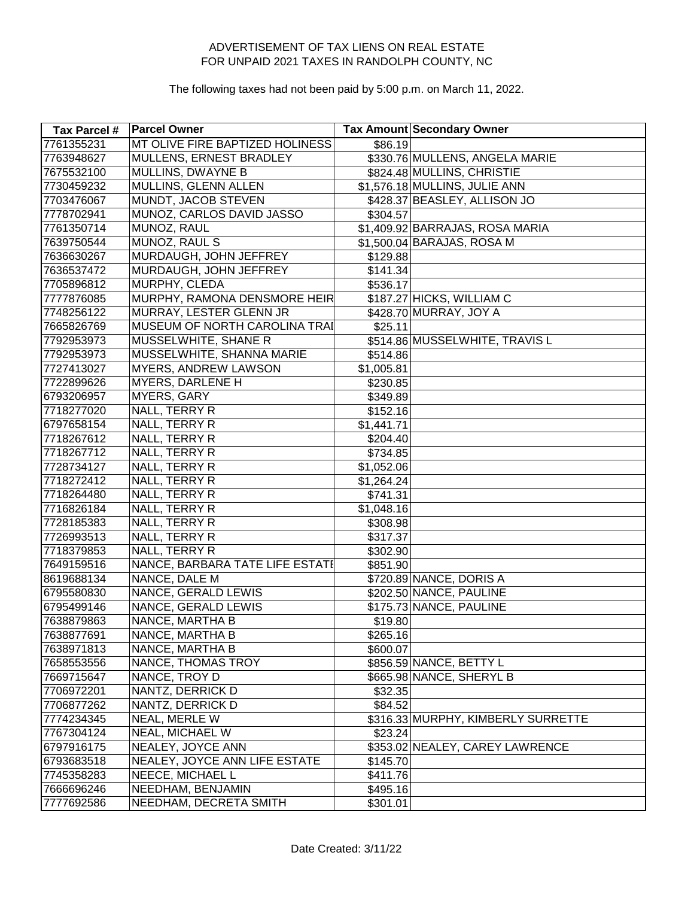ADVERTISEMENT OF TAX LIENS ON REAL ESTATE
FOR UNPAID 2021 TAXES IN RANDOLPH COUNTY, NC

The following taxes had not been paid by 5:00 p.m. on March 11, 2022.

| Tax Parcel # | Parcel Owner | Tax Amount | Secondary Owner |
|---|---|---|---|
| 7761355231 | MT OLIVE FIRE BAPTIZED HOLINESS | $86.19 | |
| 7763948627 | MULLENS, ERNEST BRADLEY | $330.76 | MULLENS, ANGELA MARIE |
| 7675532100 | MULLINS, DWAYNE B | $824.48 | MULLINS, CHRISTIE |
| 7730459232 | MULLINS, GLENN ALLEN | $1,576.18 | MULLINS, JULIE ANN |
| 7703476067 | MUNDT, JACOB STEVEN | $428.37 | BEASLEY, ALLISON JO |
| 7778702941 | MUNOZ, CARLOS DAVID JASSO | $304.57 | |
| 7761350714 | MUNOZ, RAUL | $1,409.92 | BARRAJAS, ROSA MARIA |
| 7639750544 | MUNOZ, RAUL S | $1,500.04 | BARAJAS, ROSA M |
| 7636630267 | MURDAUGH, JOHN JEFFREY | $129.88 | |
| 7636537472 | MURDAUGH, JOHN JEFFREY | $141.34 | |
| 7705896812 | MURPHY, CLEDA | $536.17 | |
| 7777876085 | MURPHY, RAMONA DENSMORE HEIR | $187.27 | HICKS, WILLIAM C |
| 7748256122 | MURRAY, LESTER GLENN JR | $428.70 | MURRAY, JOY A |
| 7665826769 | MUSEUM OF NORTH CAROLINA TRAI | $25.11 | |
| 7792953973 | MUSSELWHITE, SHANE R | $514.86 | MUSSELWHITE, TRAVIS L |
| 7792953973 | MUSSELWHITE, SHANNA MARIE | $514.86 | |
| 7727413027 | MYERS, ANDREW LAWSON | $1,005.81 | |
| 7722899626 | MYERS, DARLENE H | $230.85 | |
| 6793206957 | MYERS, GARY | $349.89 | |
| 7718277020 | NALL, TERRY R | $152.16 | |
| 6797658154 | NALL, TERRY R | $1,441.71 | |
| 7718267612 | NALL, TERRY R | $204.40 | |
| 7718267712 | NALL, TERRY R | $734.85 | |
| 7728734127 | NALL, TERRY R | $1,052.06 | |
| 7718272412 | NALL, TERRY R | $1,264.24 | |
| 7718264480 | NALL, TERRY R | $741.31 | |
| 7716826184 | NALL, TERRY R | $1,048.16 | |
| 7728185383 | NALL, TERRY R | $308.98 | |
| 7726993513 | NALL, TERRY R | $317.37 | |
| 7718379853 | NALL, TERRY R | $302.90 | |
| 7649159516 | NANCE, BARBARA TATE LIFE ESTATE | $851.90 | |
| 8619688134 | NANCE, DALE M | $720.89 | NANCE, DORIS A |
| 6795580830 | NANCE, GERALD LEWIS | $202.50 | NANCE, PAULINE |
| 6795499146 | NANCE, GERALD LEWIS | $175.73 | NANCE, PAULINE |
| 7638879863 | NANCE, MARTHA B | $19.80 | |
| 7638877691 | NANCE, MARTHA B | $265.16 | |
| 7638971813 | NANCE, MARTHA B | $600.07 | |
| 7658553556 | NANCE, THOMAS TROY | $856.59 | NANCE, BETTY L |
| 7669715647 | NANCE, TROY D | $665.98 | NANCE, SHERYL B |
| 7706972201 | NANTZ, DERRICK D | $32.35 | |
| 7706877262 | NANTZ, DERRICK D | $84.52 | |
| 7774234345 | NEAL, MERLE W | $316.33 | MURPHY, KIMBERLY SURRETTE |
| 7767304124 | NEAL, MICHAEL W | $23.24 | |
| 6797916175 | NEALEY, JOYCE ANN | $353.02 | NEALEY, CAREY LAWRENCE |
| 6793683518 | NEALEY, JOYCE ANN LIFE ESTATE | $145.70 | |
| 7745358283 | NEECE, MICHAEL L | $411.76 | |
| 7666696246 | NEEDHAM, BENJAMIN | $495.16 | |
| 7777692586 | NEEDHAM, DECRETA SMITH | $301.01 | |

Date Created: 3/11/22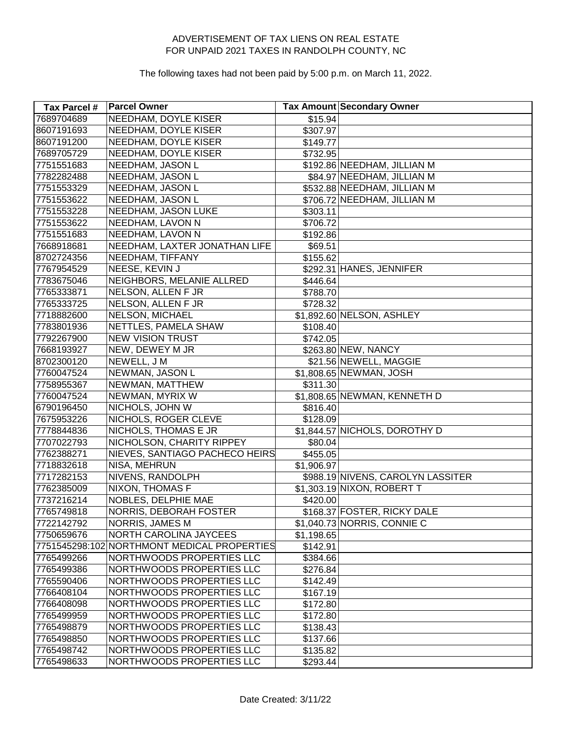ADVERTISEMENT OF TAX LIENS ON REAL ESTATE
FOR UNPAID 2021 TAXES IN RANDOLPH COUNTY, NC

The following taxes had not been paid by 5:00 p.m. on March 11, 2022.

| Tax Parcel # | Parcel Owner | Tax Amount | Secondary Owner |
|---|---|---|---|
| 7689704689 | NEEDHAM, DOYLE KISER | $15.94 | |
| 8607191693 | NEEDHAM, DOYLE KISER | $307.97 | |
| 8607191200 | NEEDHAM, DOYLE KISER | $149.77 | |
| 7689705729 | NEEDHAM, DOYLE KISER | $732.95 | |
| 7751551683 | NEEDHAM, JASON L | $192.86 | NEEDHAM, JILLIAN M |
| 7782282488 | NEEDHAM, JASON L | $84.97 | NEEDHAM, JILLIAN M |
| 7751553329 | NEEDHAM, JASON L | $532.88 | NEEDHAM, JILLIAN M |
| 7751553622 | NEEDHAM, JASON L | $706.72 | NEEDHAM, JILLIAN M |
| 7751553228 | NEEDHAM, JASON LUKE | $303.11 | |
| 7751553622 | NEEDHAM, LAVON N | $706.72 | |
| 7751551683 | NEEDHAM, LAVON N | $192.86 | |
| 7668918681 | NEEDHAM, LAXTER JONATHAN LIFE | $69.51 | |
| 8702724356 | NEEDHAM, TIFFANY | $155.62 | |
| 7767954529 | NEESE, KEVIN J | $292.31 | HANES, JENNIFER |
| 7783675046 | NEIGHBORS, MELANIE ALLRED | $446.64 | |
| 7765333871 | NELSON, ALLEN F JR | $788.70 | |
| 7765333725 | NELSON, ALLEN F JR | $728.32 | |
| 7718882600 | NELSON, MICHAEL | $1,892.60 | NELSON, ASHLEY |
| 7783801936 | NETTLES, PAMELA SHAW | $108.40 | |
| 7792267900 | NEW VISION TRUST | $742.05 | |
| 7668193927 | NEW, DEWEY M JR | $263.80 | NEW, NANCY |
| 8702300120 | NEWELL, J M | $21.56 | NEWELL, MAGGIE |
| 7760047524 | NEWMAN, JASON L | $1,808.65 | NEWMAN, JOSH |
| 7758955367 | NEWMAN, MATTHEW | $311.30 | |
| 7760047524 | NEWMAN, MYRIX W | $1,808.65 | NEWMAN, KENNETH D |
| 6790196450 | NICHOLS, JOHN W | $816.40 | |
| 7675953226 | NICHOLS, ROGER CLEVE | $128.09 | |
| 7778844836 | NICHOLS, THOMAS E JR | $1,844.57 | NICHOLS, DOROTHY D |
| 7707022793 | NICHOLSON, CHARITY RIPPEY | $80.04 | |
| 7762388271 | NIEVES, SANTIAGO PACHECO HEIRS | $455.05 | |
| 7718832618 | NISA, MEHRUN | $1,906.97 | |
| 7717282153 | NIVENS, RANDOLPH | $988.19 | NIVENS, CAROLYN LASSITER |
| 7762385009 | NIXON, THOMAS F | $1,303.19 | NIXON, ROBERT T |
| 7737216214 | NOBLES, DELPHIE MAE | $420.00 | |
| 7765749818 | NORRIS, DEBORAH FOSTER | $168.37 | FOSTER, RICKY DALE |
| 7722142792 | NORRIS, JAMES M | $1,040.73 | NORRIS, CONNIE C |
| 7750659676 | NORTH CAROLINA JAYCEES | $1,198.65 | |
| 7751545298:102 | NORTHMONT MEDICAL PROPERTIES | $142.91 | |
| 7765499266 | NORTHWOODS PROPERTIES LLC | $384.66 | |
| 7765499386 | NORTHWOODS PROPERTIES LLC | $276.84 | |
| 7765590406 | NORTHWOODS PROPERTIES LLC | $142.49 | |
| 7766408104 | NORTHWOODS PROPERTIES LLC | $167.19 | |
| 7766408098 | NORTHWOODS PROPERTIES LLC | $172.80 | |
| 7765499959 | NORTHWOODS PROPERTIES LLC | $172.80 | |
| 7765498879 | NORTHWOODS PROPERTIES LLC | $138.43 | |
| 7765498850 | NORTHWOODS PROPERTIES LLC | $137.66 | |
| 7765498742 | NORTHWOODS PROPERTIES LLC | $135.82 | |
| 7765498633 | NORTHWOODS PROPERTIES LLC | $293.44 | |

Date Created: 3/11/22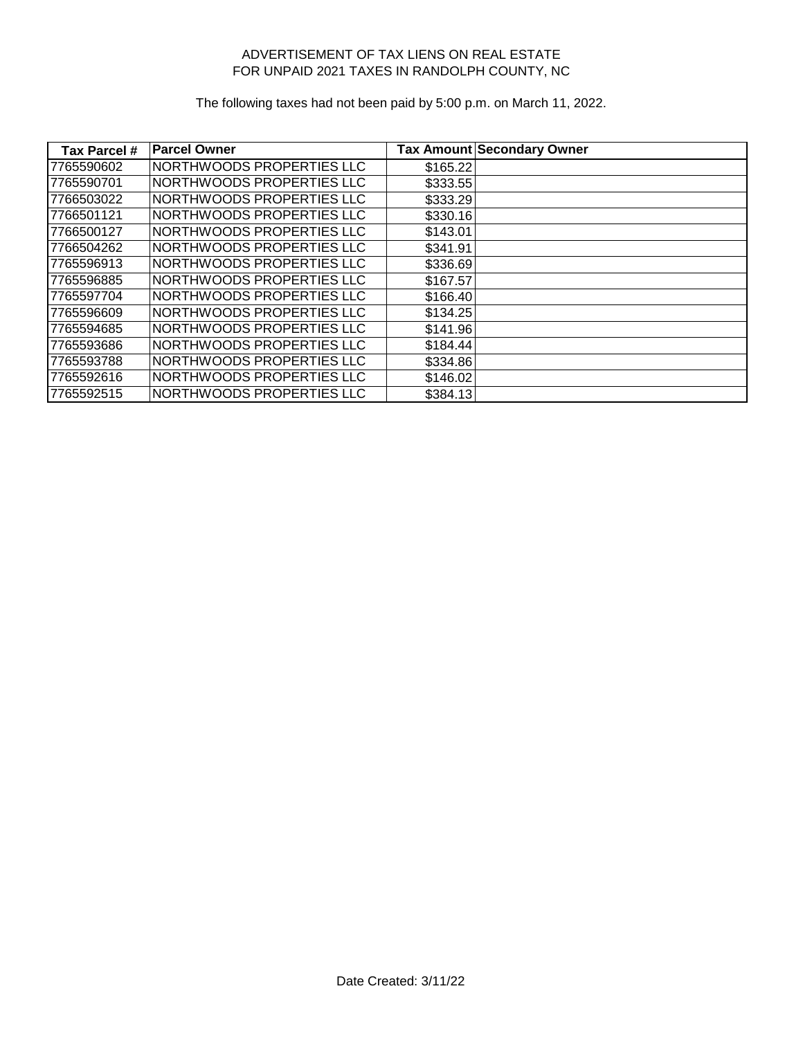ADVERTISEMENT OF TAX LIENS ON REAL ESTATE
FOR UNPAID 2021 TAXES IN RANDOLPH COUNTY, NC

The following taxes had not been paid by 5:00 p.m. on March 11, 2022.

| Tax Parcel # | Parcel Owner | Tax Amount | Secondary Owner |
|---|---|---|---|
| 7765590602 | NORTHWOODS PROPERTIES LLC | $165.22 | |
| 7765590701 | NORTHWOODS PROPERTIES LLC | $333.55 | |
| 7766503022 | NORTHWOODS PROPERTIES LLC | $333.29 | |
| 7766501121 | NORTHWOODS PROPERTIES LLC | $330.16 | |
| 7766500127 | NORTHWOODS PROPERTIES LLC | $143.01 | |
| 7766504262 | NORTHWOODS PROPERTIES LLC | $341.91 | |
| 7765596913 | NORTHWOODS PROPERTIES LLC | $336.69 | |
| 7765596885 | NORTHWOODS PROPERTIES LLC | $167.57 | |
| 7765597704 | NORTHWOODS PROPERTIES LLC | $166.40 | |
| 7765596609 | NORTHWOODS PROPERTIES LLC | $134.25 | |
| 7765594685 | NORTHWOODS PROPERTIES LLC | $141.96 | |
| 7765593686 | NORTHWOODS PROPERTIES LLC | $184.44 | |
| 7765593788 | NORTHWOODS PROPERTIES LLC | $334.86 | |
| 7765592616 | NORTHWOODS PROPERTIES LLC | $146.02 | |
| 7765592515 | NORTHWOODS PROPERTIES LLC | $384.13 | |

Date Created: 3/11/22